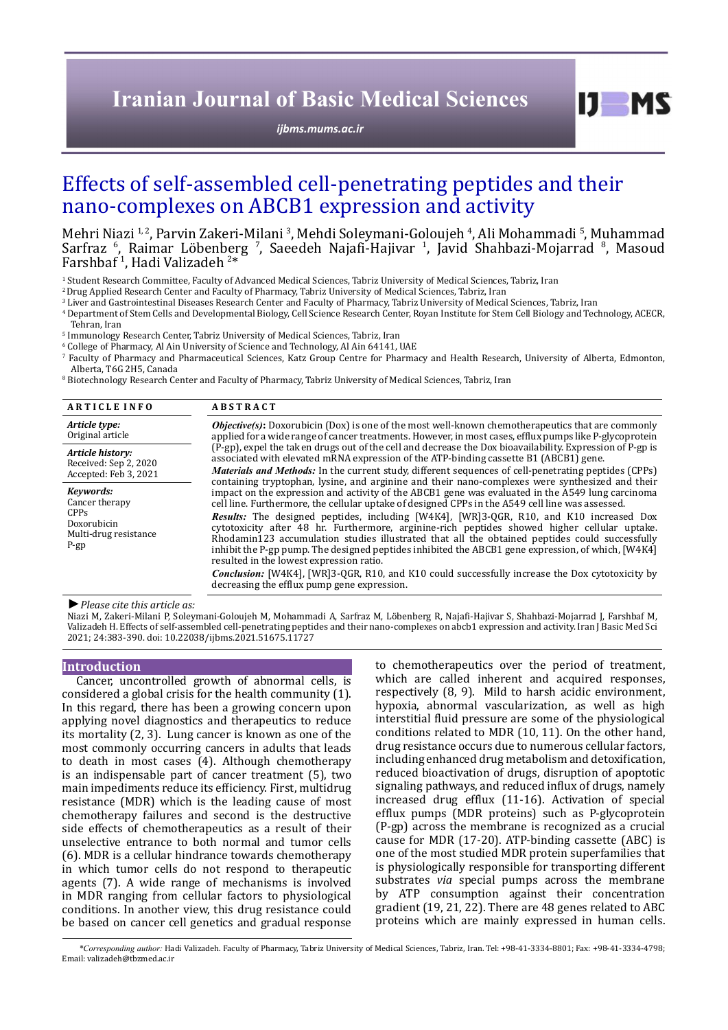# Effects of self-assembled cell-penetrating peptides and their nano-complexes on ABCB1 expression and activity

Mehri Niazi [1, 2], Parvin Zakeri-Milani [3], Mehdi Soleymani-Goloujeh [4], Ali Mohammadi [5], Muhammad Sarfraz [6], Raimar Löbenberg [7], Saeedeh Najafi-Hajivar [1], Javid Shahbazi-Mojarrad [8], Masoud Farshbaf [1], Hadi Valizadeh [2]*

[1] Student Research Committee, Faculty of Advanced Medical Sciences, Tabriz University of Medical Sciences, Tabriz, Iran
[2] Drug Applied Research Center and Faculty of Pharmacy, Tabriz University of Medical Sciences, Tabriz, Iran
[3] Liver and Gastrointestinal Diseases Research Center and Faculty of Pharmacy, Tabriz University of Medical Sciences, Tabriz, Iran
[4] Department of Stem Cells and Developmental Biology, Cell Science Research Center, Royan Institute for Stem Cell Biology and Technology, ACECR, Tehran, Iran
[5] Immunology Research Center, Tabriz University of Medical Sciences, Tabriz, Iran
[6] College of Pharmacy, Al Ain University of Science and Technology, Al Ain 64141, UAE
[7] Faculty of Pharmacy and Pharmaceutical Sciences, Katz Group Centre for Pharmacy and Health Research, University of Alberta, Edmonton, Alberta, T6G 2H5, Canada
[8] Biotechnology Research Center and Faculty of Pharmacy, Tabriz University of Medical Sciences, Tabriz, Iran

## ARTICLE INFO

*Article type:*
Original article

*Article history:*
Received: Sep 2, 2020
Accepted: Feb 3, 2021

*Keywords:*
Cancer therapy
CPPs
Doxorubicin
Multi-drug resistance
P-gp

## ABSTRACT

***Objective(s):*** Doxorubicin (Dox) is one of the most well-known chemotherapeutics that are commonly applied for a wide range of cancer treatments. However, in most cases, efflux pumps like P-glycoprotein (P-gp), expel the taken drugs out of the cell and decrease the Dox bioavailability. Expression of P-gp is associated with elevated mRNA expression of the ATP-binding cassette B1 (ABCB1) gene.

***Materials and Methods:*** In the current study, different sequences of cell-penetrating peptides (CPPs) containing tryptophan, lysine, and arginine and their nano-complexes were synthesized and their impact on the expression and activity of the ABCB1 gene was evaluated in the A549 lung carcinoma cell line. Furthermore, the cellular uptake of designed CPPs in the A549 cell line was assessed.

***Results:*** The designed peptides, including [W4K4], [WR]3-QGR, R10, and K10 increased Dox cytotoxicity after 48 hr. Furthermore, arginine-rich peptides showed higher cellular uptake. Rhodamin123 accumulation studies illustrated that all the obtained peptides could successfully inhibit the P-gp pump. The designed peptides inhibited the ABCB1 gene expression, of which, [W4K4] resulted in the lowest expression ratio.

***Conclusion:*** [W4K4], [WR]3-QGR, R10, and K10 could successfully increase the Dox cytotoxicity by decreasing the efflux pump gene expression.

► *Please cite this article as:*
Niazi M, Zakeri-Milani P, Soleymani-Goloujeh M, Mohammadi A, Sarfraz M, Löbenberg R, Najafi-Hajivar S, Shahbazi-Mojarrad J, Farshbaf M, Valizadeh H. Effects of self-assembled cell-penetrating peptides and their nano-complexes on abcb1 expression and activity. Iran J Basic Med Sci 2021; 24:383-390. doi: 10.22038/ijbms.2021.51675.11727

## Introduction

Cancer, uncontrolled growth of abnormal cells, is considered a global crisis for the health community (1). In this regard, there has been a growing concern upon applying novel diagnostics and therapeutics to reduce its mortality (2, 3). Lung cancer is known as one of the most commonly occurring cancers in adults that leads to death in most cases (4). Although chemotherapy is an indispensable part of cancer treatment (5), two main impediments reduce its efficiency. First, multidrug resistance (MDR) which is the leading cause of most chemotherapy failures and second is the destructive side effects of chemotherapeutics as a result of their unselective entrance to both normal and tumor cells (6). MDR is a cellular hindrance towards chemotherapy in which tumor cells do not respond to therapeutic agents (7). A wide range of mechanisms is involved in MDR ranging from cellular factors to physiological conditions. In another view, this drug resistance could be based on cancer cell genetics and gradual response to chemotherapeutics over the period of treatment, which are called inherent and acquired responses, respectively (8, 9). Mild to harsh acidic environment, hypoxia, abnormal vascularization, as well as high interstitial fluid pressure are some of the physiological conditions related to MDR (10, 11). On the other hand, drug resistance occurs due to numerous cellular factors, including enhanced drug metabolism and detoxification, reduced bioactivation of drugs, disruption of apoptotic signaling pathways, and reduced influx of drugs, namely increased drug efflux (11-16). Activation of special efflux pumps (MDR proteins) such as P-glycoprotein (P-gp) across the membrane is recognized as a crucial cause for MDR (17-20). ATP-binding cassette (ABC) is one of the most studied MDR protein superfamilies that is physiologically responsible for transporting different substrates *via* special pumps across the membrane by ATP consumption against their concentration gradient (19, 21, 22). There are 48 genes related to ABC proteins which are mainly expressed in human cells.

*\*Corresponding author:* Hadi Valizadeh. Faculty of Pharmacy, Tabriz University of Medical Sciences, Tabriz, Iran. Tel: +98-41-3334-8801; Fax: +98-41-3334-4798; Email: valizadeh@tbzmed.ac.ir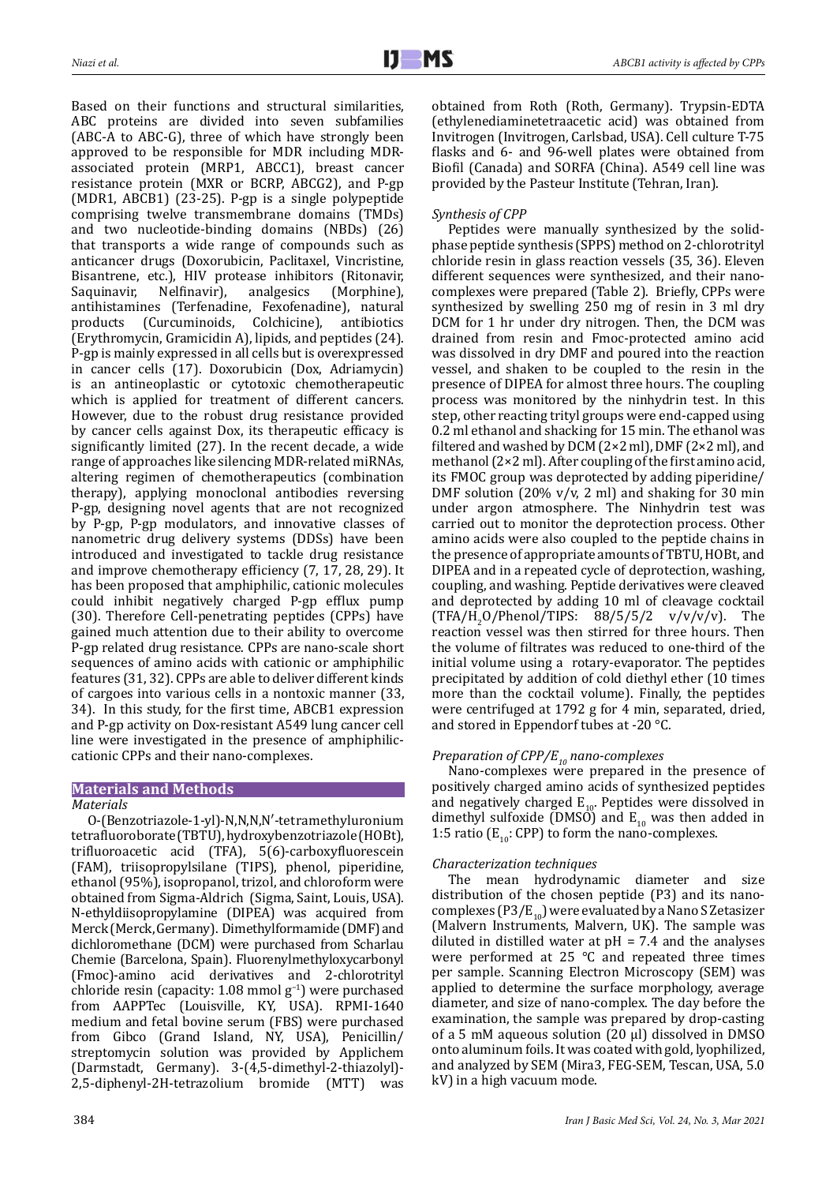Based on their functions and structural similarities, ABC proteins are divided into seven subfamilies (ABC-A to ABC-G), three of which have strongly been approved to be responsible for MDR including MDR-associated protein (MRP1, ABCC1), breast cancer resistance protein (MXR or BCRP, ABCG2), and P-gp (MDR1, ABCB1) (23-25). P-gp is a single polypeptide comprising twelve transmembrane domains (TMDs) and two nucleotide-binding domains (NBDs) (26) that transports a wide range of compounds such as anticancer drugs (Doxorubicin, Paclitaxel, Vincristine, Bisantrene, etc.), HIV protease inhibitors (Ritonavir, Saquinavir, Nelfinavir), analgesics (Morphine), antihistamines (Terfenadine, Fexofenadine), natural products (Curcuminoids, Colchicine), antibiotics (Erythromycin, Gramicidin A), lipids, and peptides (24). P-gp is mainly expressed in all cells but is overexpressed in cancer cells (17). Doxorubicin (Dox, Adriamycin) is an antineoplastic or cytotoxic chemotherapeutic which is applied for treatment of different cancers. However, due to the robust drug resistance provided by cancer cells against Dox, its therapeutic efficacy is significantly limited (27). In the recent decade, a wide range of approaches like silencing MDR-related miRNAs, altering regimen of chemotherapeutics (combination therapy), applying monoclonal antibodies reversing P-gp, designing novel agents that are not recognized by P-gp, P-gp modulators, and innovative classes of nanometric drug delivery systems (DDSs) have been introduced and investigated to tackle drug resistance and improve chemotherapy efficiency (7, 17, 28, 29). It has been proposed that amphiphilic, cationic molecules could inhibit negatively charged P-gp efflux pump (30). Therefore Cell-penetrating peptides (CPPs) have gained much attention due to their ability to overcome P-gp related drug resistance. CPPs are nano-scale short sequences of amino acids with cationic or amphiphilic features (31, 32). CPPs are able to deliver different kinds of cargoes into various cells in a nontoxic manner (33, 34). In this study, for the first time, ABCB1 expression and P-gp activity on Dox-resistant A549 lung cancer cell line were investigated in the presence of amphiphilic-cationic CPPs and their nano-complexes.

## Materials and Methods

### *Materials*

O-(Benzotriazole-1-yl)-N,N,N,N′-tetramethyluronium tetrafluoroborate (TBTU), hydroxybenzotriazole (HOBt), trifluoroacetic acid (TFA), 5(6)-carboxyfluorescein (FAM), triisopropylsilane (TIPS), phenol, piperidine, ethanol (95%), isopropanol, trizol, and chloroform were obtained from Sigma-Aldrich (Sigma, Saint, Louis, USA). N-ethyldiisopropylamine (DIPEA) was acquired from Merck (Merck, Germany). Dimethylformamide (DMF) and dichloromethane (DCM) were purchased from Scharlau Chemie (Barcelona, Spain). Fluorenylmethyloxycarbonyl (Fmoc)-amino acid derivatives and 2-chlorotrityl chloride resin (capacity: 1.08 mmol $g^{-1}$) were purchased from AAPPTec (Louisville, KY, USA). RPMI-1640 medium and fetal bovine serum (FBS) were purchased from Gibco (Grand Island, NY, USA), Penicillin/streptomycin solution was provided by Applichem (Darmstadt, Germany). 3-(4,5-dimethyl-2-thiazolyl)-2,5-diphenyl-2H-tetrazolium bromide (MTT) was obtained from Roth (Roth, Germany). Trypsin-EDTA (ethylenediaminetetraacetic acid) was obtained from Invitrogen (Invitrogen, Carlsbad, USA). Cell culture T-75 flasks and 6- and 96-well plates were obtained from Biofil (Canada) and SORFA (China). A549 cell line was provided by the Pasteur Institute (Tehran, Iran).

### *Synthesis of CPP*

Peptides were manually synthesized by the solid-phase peptide synthesis (SPPS) method on 2-chlorotrityl chloride resin in glass reaction vessels (35, 36). Eleven different sequences were synthesized, and their nano-complexes were prepared (Table 2). Briefly, CPPs were synthesized by swelling 250 mg of resin in 3 ml dry DCM for 1 hr under dry nitrogen. Then, the DCM was drained from resin and Fmoc-protected amino acid was dissolved in dry DMF and poured into the reaction vessel, and shaken to be coupled to the resin in the presence of DIPEA for almost three hours. The coupling process was monitored by the ninhydrin test. In this step, other reacting trityl groups were end-capped using 0.2 ml ethanol and shacking for 15 min. The ethanol was filtered and washed by DCM (2×2 ml), DMF (2×2 ml), and methanol (2×2 ml). After coupling of the first amino acid, its FMOC group was deprotected by adding piperidine/DMF solution (20% v/v, 2 ml) and shaking for 30 min under argon atmosphere. The Ninhydrin test was carried out to monitor the deprotection process. Other amino acids were also coupled to the peptide chains in the presence of appropriate amounts of TBTU, HOBt, and DIPEA and in a repeated cycle of deprotection, washing, coupling, and washing. Peptide derivatives were cleaved and deprotected by adding 10 ml of cleavage cocktail (TFA/$H_2O$/Phenol/TIPS: 88/5/5/2 v/v/v/v). The reaction vessel was then stirred for three hours. Then the volume of filtrates was reduced to one-third of the initial volume using a rotary-evaporator. The peptides precipitated by addition of cold diethyl ether (10 times more than the cocktail volume). Finally, the peptides were centrifuged at 1792 g for 4 min, separated, dried, and stored in Eppendorf tubes at -20 °C.

### *Preparation of CPP/$E_{10}$ nano-complexes*

Nano-complexes were prepared in the presence of positively charged amino acids of synthesized peptides and negatively charged $E_{10}$. Peptides were dissolved in dimethyl sulfoxide (DMSO) and $E_{10}$ was then added in 1:5 ratio ($E_{10}$: CPP) to form the nano-complexes.

### *Characterization techniques*

The mean hydrodynamic diameter and size distribution of the chosen peptide (P3) and its nano-complexes (P3/$E_{10}$) were evaluated by a Nano S Zetasizer (Malvern Instruments, Malvern, UK). The sample was diluted in distilled water at pH = 7.4 and the analyses were performed at 25 °C and repeated three times per sample. Scanning Electron Microscopy (SEM) was applied to determine the surface morphology, average diameter, and size of nano-complex. The day before the examination, the sample was prepared by drop-casting of a 5 mM aqueous solution (20 µl) dissolved in DMSO onto aluminum foils. It was coated with gold, lyophilized, and analyzed by SEM (Mira3, FEG-SEM, Tescan, USA, 5.0 kV) in a high vacuum mode.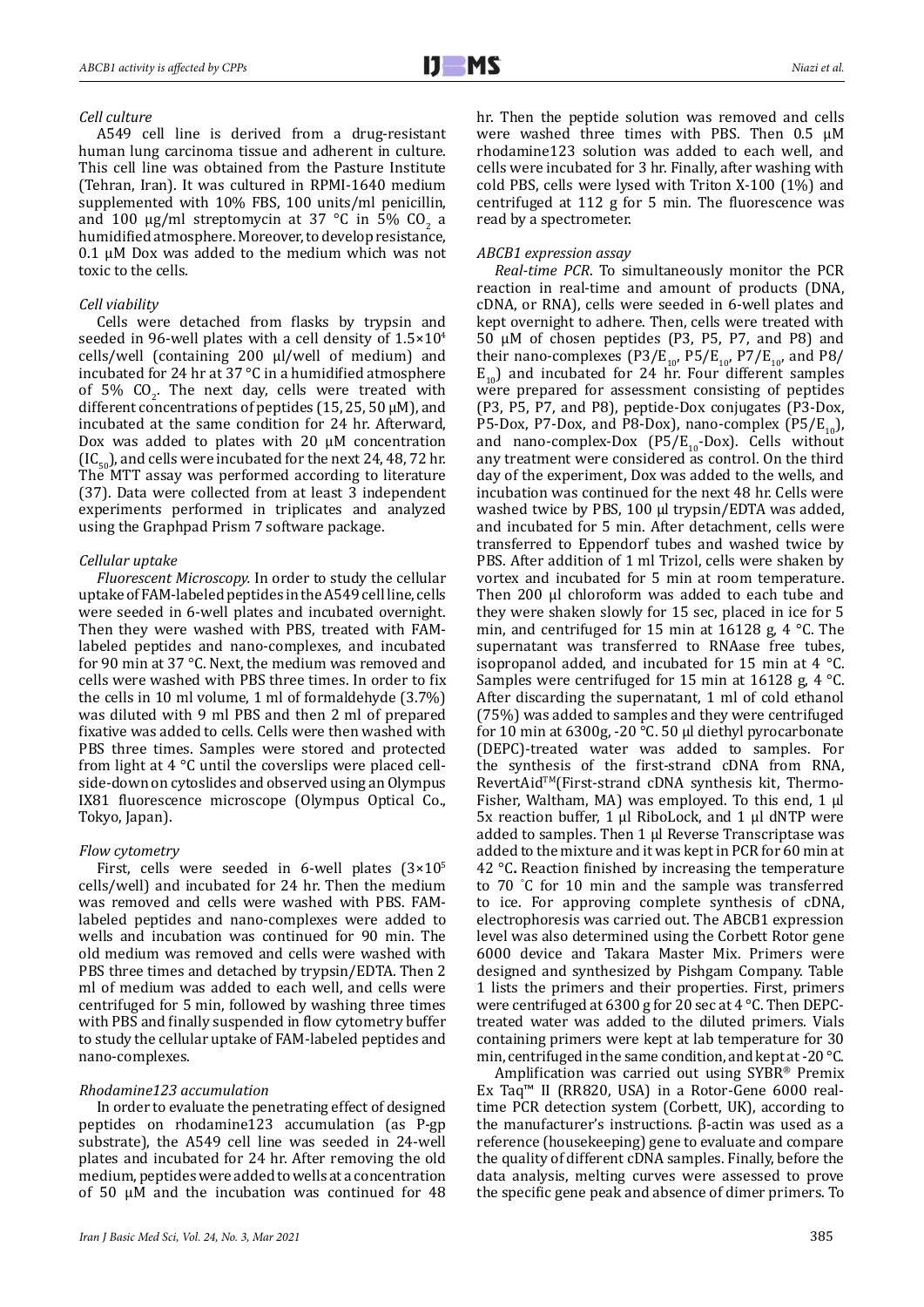### *Cell culture*

A549 cell line is derived from a drug-resistant human lung carcinoma tissue and adherent in culture. This cell line was obtained from the Pasture Institute (Tehran, Iran). It was cultured in RPMI-1640 medium supplemented with 10% FBS, 100 units/ml penicillin, and 100 µg/ml streptomycin at 37 °C in 5% $CO_2$ a humidified atmosphere. Moreover, to develop resistance, 0.1 µM Dox was added to the medium which was not toxic to the cells.

### *Cell viability*

Cells were detached from flasks by trypsin and seeded in 96-well plates with a cell density of $1.5\times10^4$ cells/well (containing 200 µl/well of medium) and incubated for 24 hr at 37 °C in a humidified atmosphere of 5% $CO_2$. The next day, cells were treated with different concentrations of peptides (15, 25, 50 µM), and incubated at the same condition for 24 hr. Afterward, Dox was added to plates with 20 µM concentration ($IC_{50}$), and cells were incubated for the next 24, 48, 72 hr. The MTT assay was performed according to literature (37). Data were collected from at least 3 independent experiments performed in triplicates and analyzed using the Graphpad Prism 7 software package.

### *Cellular uptake*

*Fluorescent Microscopy.* In order to study the cellular uptake of FAM-labeled peptides in the A549 cell line, cells were seeded in 6-well plates and incubated overnight. Then they were washed with PBS, treated with FAM-labeled peptides and nano-complexes, and incubated for 90 min at 37 °C. Next, the medium was removed and cells were washed with PBS three times. In order to fix the cells in 10 ml volume, 1 ml of formaldehyde (3.7%) was diluted with 9 ml PBS and then 2 ml of prepared fixative was added to cells. Cells were then washed with PBS three times. Samples were stored and protected from light at 4 °C until the coverslips were placed cell-side-down on cytoslides and observed using an Olympus IX81 fluorescence microscope (Olympus Optical Co., Tokyo, Japan).

### *Flow cytometry*

First, cells were seeded in 6-well plates ($3\times10^5$ cells/well) and incubated for 24 hr. Then the medium was removed and cells were washed with PBS. FAM-labeled peptides and nano-complexes were added to wells and incubation was continued for 90 min. The old medium was removed and cells were washed with PBS three times and detached by trypsin/EDTA. Then 2 ml of medium was added to each well, and cells were centrifuged for 5 min, followed by washing three times with PBS and finally suspended in flow cytometry buffer to study the cellular uptake of FAM-labeled peptides and nano-complexes.

### *Rhodamine123 accumulation*

In order to evaluate the penetrating effect of designed peptides on rhodamine123 accumulation (as P-gp substrate), the A549 cell line was seeded in 24-well plates and incubated for 24 hr. After removing the old medium, peptides were added to wells at a concentration of 50 µM and the incubation was continued for 48 hr. Then the peptide solution was removed and cells were washed three times with PBS. Then 0.5 µM rhodamine123 solution was added to each well, and cells were incubated for 3 hr. Finally, after washing with cold PBS, cells were lysed with Triton X-100 (1%) and centrifuged at 112 g for 5 min. The fluorescence was read by a spectrometer.

### *ABCB1 expression assay*

*Real-time PCR*. To simultaneously monitor the PCR reaction in real-time and amount of products (DNA, cDNA, or RNA), cells were seeded in 6-well plates and kept overnight to adhere. Then, cells were treated with 50 µM of chosen peptides (P3, P5, P7, and P8) and their nano-complexes (P3/$E_{10}$, P5/$E_{10}$, P7/$E_{10}$, and P8/$E_{10}$) and incubated for 24 hr. Four different samples were prepared for assessment consisting of peptides (P3, P5, P7, and P8), peptide-Dox conjugates (P3-Dox, P5-Dox, P7-Dox, and P8-Dox), nano-complex (P5/$E_{10}$), and nano-complex-Dox (P5/$E_{10}$-Dox). Cells without any treatment were considered as control. On the third day of the experiment, Dox was added to the wells, and incubation was continued for the next 48 hr. Cells were washed twice by PBS, 100 µl trypsin/EDTA was added, and incubated for 5 min. After detachment, cells were transferred to Eppendorf tubes and washed twice by PBS. After addition of 1 ml Trizol, cells were shaken by vortex and incubated for 5 min at room temperature. Then 200 µl chloroform was added to each tube and they were shaken slowly for 15 sec, placed in ice for 5 min, and centrifuged for 15 min at 16128 g, 4 °C. The supernatant was transferred to RNAase free tubes, isopropanol added, and incubated for 15 min at 4 °C. Samples were centrifuged for 15 min at 16128 g, 4 °C. After discarding the supernatant, 1 ml of cold ethanol (75%) was added to samples and they were centrifuged for 10 min at 6300g, -20 °C. 50 µl diethyl pyrocarbonate (DEPC)-treated water was added to samples. For the synthesis of the first-strand cDNA from RNA, RevertAid™(First-strand cDNA synthesis kit, Thermo-Fisher, Waltham, MA) was employed. To this end, 1 µl 5x reaction buffer, 1 µl RiboLock, and 1 µl dNTP were added to samples. Then 1 µl Reverse Transcriptase was added to the mixture and it was kept in PCR for 60 min at 42 °C**.** Reaction finished by increasing the temperature to 70 °C for 10 min and the sample was transferred to ice. For approving complete synthesis of cDNA, electrophoresis was carried out. The ABCB1 expression level was also determined using the Corbett Rotor gene 6000 device and Takara Master Mix. Primers were designed and synthesized by Pishgam Company. Table 1 lists the primers and their properties. First, primers were centrifuged at 6300 g for 20 sec at 4 °C. Then DEPC-treated water was added to the diluted primers. Vials containing primers were kept at lab temperature for 30 min, centrifuged in the same condition, and kept at -20 °C.

Amplification was carried out using SYBR® Premix Ex Taq™ II (RR820, USA) in a Rotor-Gene 6000 real-time PCR detection system (Corbett, UK), according to the manufacturer's instructions. β-actin was used as a reference (housekeeping) gene to evaluate and compare the quality of different cDNA samples. Finally, before the data analysis, melting curves were assessed to prove the specific gene peak and absence of dimer primers. To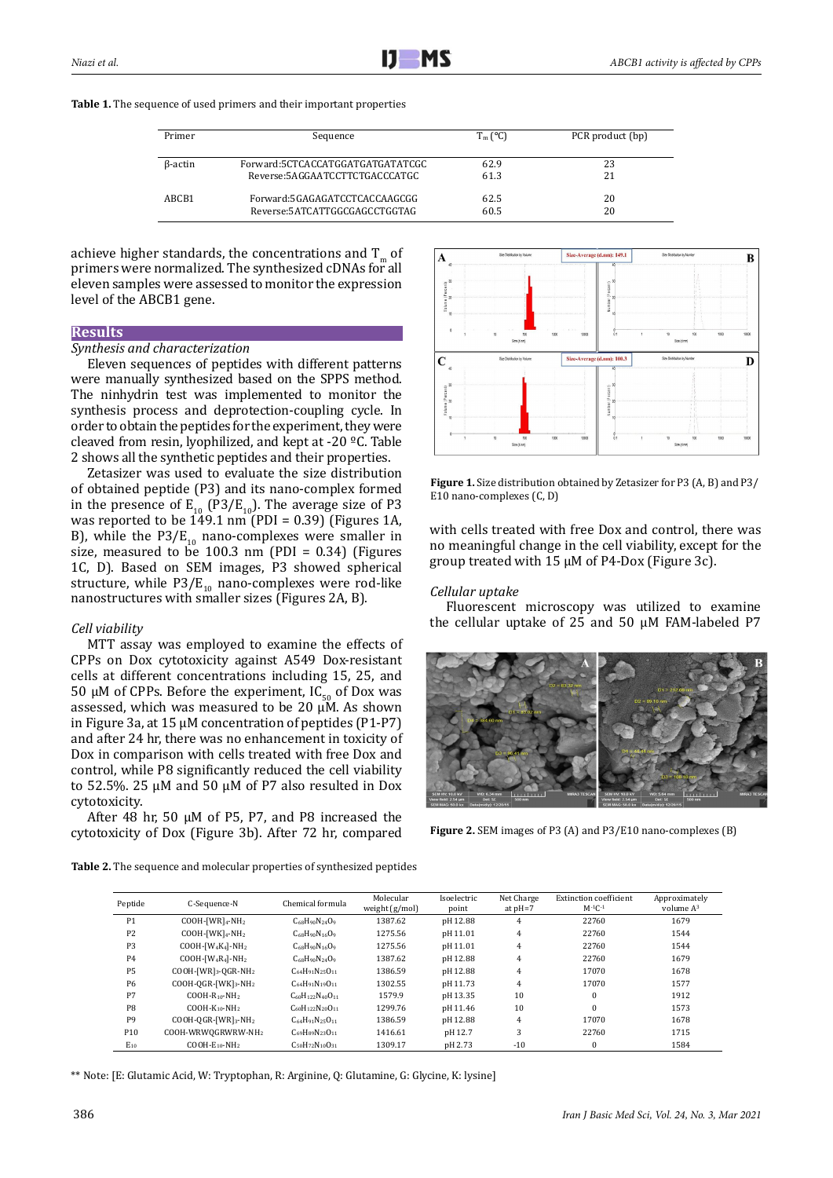**Table 1.** The sequence of used primers and their important properties

| Primer | Sequence | $T_m$ (°C) | PCR product (bp) |
|---|---|---|---|
| β-actin | Forward:5CTCACCATGGATGATGATATCGC | 62.9 | 23 |
| | Reverse:5AGGAATCCTTCTGACCCATGC | 61.3 | 21 |
| ABCB1 | Forward:5GAGAGATCCTCACCAAGCGG | 62.5 | 20 |
| | Reverse:5ATCATTGGCGAGCCTGGTAG | 60.5 | 20 |

achieve higher standards, the concentrations and $T_m$ of primers were normalized. The synthesized cDNAs for all eleven samples were assessed to monitor the expression level of the ABCB1 gene.

## Results

### *Synthesis and characterization*

Eleven sequences of peptides with different patterns were manually synthesized based on the SPPS method. The ninhydrin test was implemented to monitor the synthesis process and deprotection-coupling cycle. In order to obtain the peptides for the experiment, they were cleaved from resin, lyophilized, and kept at -20 ºC. Table 2 shows all the synthetic peptides and their properties.

Zetasizer was used to evaluate the size distribution of obtained peptide (P3) and its nano-complex formed in the presence of $E_{10}$ (P3/$E_{10}$). The average size of P3 was reported to be 149.1 nm (PDI = 0.39) (Figures 1A, B), while the P3/$E_{10}$ nano-complexes were smaller in size, measured to be 100.3 nm (PDI = 0.34) (Figures 1C, D). Based on SEM images, P3 showed spherical structure, while P3/$E_{10}$ nano-complexes were rod-like nanostructures with smaller sizes (Figures 2A, B).

### *Cell viability*

MTT assay was employed to examine the effects of CPPs on Dox cytotoxicity against A549 Dox-resistant cells at different concentrations including 15, 25, and 50 µM of CPPs. Before the experiment, $IC_{50}$ of Dox was assessed, which was measured to be 20 µM. As shown in Figure 3a, at 15 µM concentration of peptides (P1-P7) and after 24 hr, there was no enhancement in toxicity of Dox in comparison with cells treated with free Dox and control, while P8 significantly reduced the cell viability to 52.5%. 25 µM and 50 µM of P7 also resulted in Dox cytotoxicity.

After 48 hr, 50 µM of P5, P7, and P8 increased the cytotoxicity of Dox (Figure 3b). After 72 hr, compared with cells treated with free Dox and control, there was no meaningful change in the cell viability, except for the group treated with 15 µM of P4-Dox (Figure 3c).

**Figure 1.** Size distribution obtained by Zetasizer for P3 (A, B) and P3/E10 nano-complexes (C, D)

### *Cellular uptake*

Fluorescent microscopy was utilized to examine the cellular uptake of 25 and 50 µM FAM-labeled P7

**Figure 2.** SEM images of P3 (A) and P3/E10 nano-complexes (B)

**Table 2.** The sequence and molecular properties of synthesized peptides

| Peptide | C-Sequence-N | Chemical formula | Molecular weight (g/mol) | Isoelectric point | Net Charge at pH=7 | Extinction coefficient $M^{-1}C^{-1}$ | Approximately volume $A^3$ |
|---|---|---|---|---|---|---|---|
| P1 | COOH-[WR]4-NH2 | $C_{68}H_{90}N_{24}O_9$ | 1387.62 | pH 12.88 | 4 | 22760 | 1679 |
| P2 | COOH-[WK]4-NH2 | $C_{68}H_{90}N_{16}O_9$ | 1275.56 | pH 11.01 | 4 | 22760 | 1544 |
| P3 | COOH-[W4K4]-NH2 | $C_{68}H_{90}N_{16}O_9$ | 1275.56 | pH 11.01 | 4 | 22760 | 1544 |
| P4 | COOH-[W4R4]-NH2 | $C_{68}H_{90}N_{24}O_9$ | 1387.62 | pH 12.88 | 4 | 22760 | 1679 |
| P5 | COOH-[WR]3-QGR-NH2 | $C_{64}H_{91}N_{25}O_{11}$ | 1386.59 | pH 12.88 | 4 | 17070 | 1678 |
| P6 | COOH-QGR-[WK]3-NH2 | $C_{64}H_{91}N_{19}O_{11}$ | 1302.55 | pH 11.73 | 4 | 17070 | 1577 |
| P7 | COOH-R10-NH2 | $C_{60}H_{122}N_{40}O_{11}$ | 1579.9 | pH 13.35 | 10 | 0 | 1912 |
| P8 | COOH-K10-NH2 | $C_{60}H_{122}N_{20}O_{11}$ | 1299.76 | pH 11.46 | 10 | 0 | 1573 |
| P9 | COOH-QGR-[WR]3-NH2 | $C_{64}H_{91}N_{25}O_{11}$ | 1386.59 | pH 12.88 | 4 | 17070 | 1678 |
| P10 | COOH-WRWQGRWRW-NH2 | $C_{69}H_{89}N_{23}O_{11}$ | 1416.61 | pH 12.7 | 3 | 22760 | 1715 |
| E10 | COOH-E10-NH2 | $C_{50}H_{72}N_{10}O_{31}$ | 1309.17 | pH 2.73 | -10 | 0 | 1584 |

** Note: [E: Glutamic Acid, W: Tryptophan, R: Arginine, Q: Glutamine, G: Glycine, K: lysine]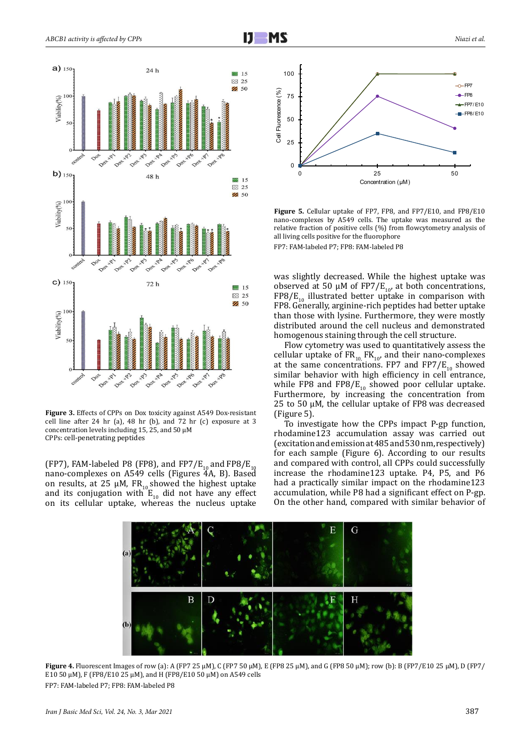Figure 3. Effects of CPPs on Dox toxicity against A549 Dox-resistant cell line after 24 hr (a), 48 hr (b), and 72 hr (c) exposure at 3 concentration levels including 15, 25, and 50 µM
CPPs: cell-penetrating peptides

(FP7), FAM-labeled P8 (FP8), and FP7/$E_{10}$ and FP8/$E_{10}$ nano-complexes on A549 cells (Figures 4A, B). Based on results, at 25 µM, $FR_{10}$ showed the highest uptake and its conjugation with $E_{10}$ did not have any effect on its cellular uptake, whereas the nucleus uptake was slightly decreased. While the highest uptake was observed at 50 µM of FP7/$E_{10}$, at both concentrations, FP8/$E_{10}$ illustrated better uptake in comparison with FP8. Generally, arginine-rich peptides had better uptake than those with lysine. Furthermore, they were mostly distributed around the cell nucleus and demonstrated homogenous staining through the cell structure.

Flow cytometry was used to quantitatively assess the cellular uptake of $FR_{10}$, $FK_{10}$, and their nano-complexes at the same concentrations. FP7 and FP7/$E_{10}$ showed similar behavior with high efficiency in cell entrance, while FP8 and FP8/$E_{10}$ showed poor cellular uptake. Furthermore, by increasing the concentration from 25 to 50 µM, the cellular uptake of FP8 was decreased (Figure 5).

To investigate how the CPPs impact P-gp function, rhodamine123 accumulation assay was carried out (excitation and emission at 485 and 530 nm, respectively) for each sample (Figure 6). According to our results and compared with control, all CPPs could successfully increase the rhodamine123 uptake. P4, P5, and P6 had a practically similar impact on the rhodamine123 accumulation, while P8 had a significant effect on P-gp. On the other hand, compared with similar behavior of

Figure 5. Cellular uptake of FP7, FP8, and FP7/E10, and FP8/E10 nano-complexes by A549 cells. The uptake was measured as the relative fraction of positive cells (%) from flowcytometry analysis of all living cells positive for the fluorophore
FP7: FAM-labeled P7; FP8: FAM-labeled P8

Figure 4. Fluorescent Images of row (a): A (FP7 25 µM), C (FP7 50 µM), E (FP8 25 µM), and G (FP8 50 µM); row (b): B (FP7/E10 25 µM), D (FP7/E10 50 µM), F (FP8/E10 25 µM), and H (FP8/E10 50 µM) on A549 cells
FP7: FAM-labeled P7; FP8: FAM-labeled P8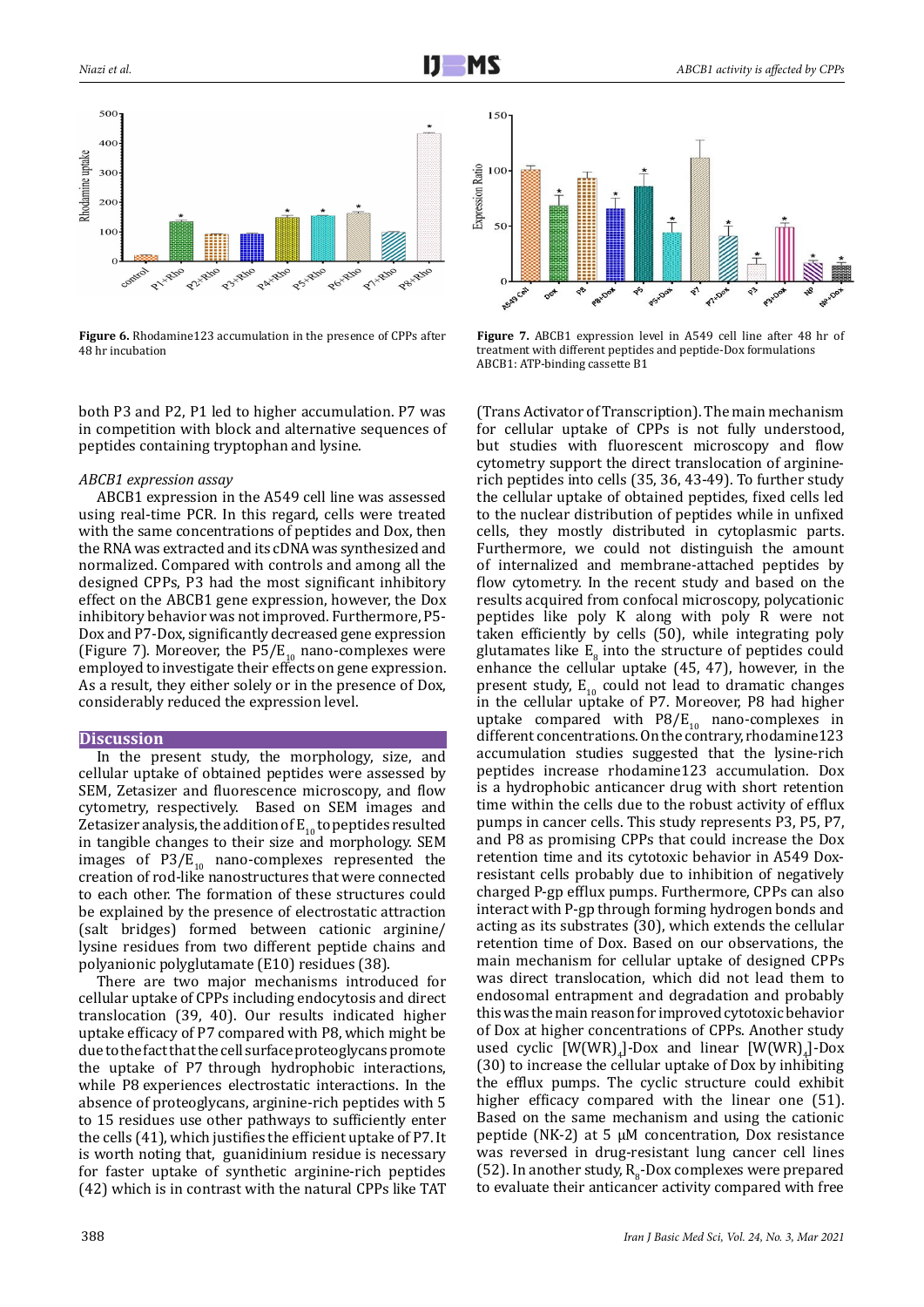Figure 6. Rhodamine123 accumulation in the presence of CPPs after 48 hr incubation

Figure 7. ABCB1 expression level in A549 cell line after 48 hr of treatment with different peptides and peptide-Dox formulations
ABCB1: ATP-binding cassette B1

both P3 and P2, P1 led to higher accumulation. P7 was in competition with block and alternative sequences of peptides containing tryptophan and lysine.

*ABCB1 expression assay*

ABCB1 expression in the A549 cell line was assessed using real-time PCR. In this regard, cells were treated with the same concentrations of peptides and Dox, then the RNA was extracted and its cDNA was synthesized and normalized. Compared with controls and among all the designed CPPs, P3 had the most significant inhibitory effect on the ABCB1 gene expression, however, the Dox inhibitory behavior was not improved. Furthermore, P5-Dox and P7-Dox, significantly decreased gene expression (Figure 7). Moreover, the P5/$E_{10}$ nano-complexes were employed to investigate their effects on gene expression. As a result, they either solely or in the presence of Dox, considerably reduced the expression level.

## Discussion

In the present study, the morphology, size, and cellular uptake of obtained peptides were assessed by SEM, Zetasizer and fluorescence microscopy, and flow cytometry, respectively. Based on SEM images and Zetasizer analysis, the addition of $E_{10}$ to peptides resulted in tangible changes to their size and morphology. SEM images of P3/$E_{10}$ nano-complexes represented the creation of rod-like nanostructures that were connected to each other. The formation of these structures could be explained by the presence of electrostatic attraction (salt bridges) formed between cationic arginine/lysine residues from two different peptide chains and polyanionic polyglutamate (E10) residues (38).

There are two major mechanisms introduced for cellular uptake of CPPs including endocytosis and direct translocation (39, 40). Our results indicated higher uptake efficacy of P7 compared with P8, which might be due to the fact that the cell surface proteoglycans promote the uptake of P7 through hydrophobic interactions, while P8 experiences electrostatic interactions. In the absence of proteoglycans, arginine-rich peptides with 5 to 15 residues use other pathways to sufficiently enter the cells (41), which justifies the efficient uptake of P7. It is worth noting that, guanidinium residue is necessary for faster uptake of synthetic arginine-rich peptides (42) which is in contrast with the natural CPPs like TAT (Trans Activator of Transcription). The main mechanism for cellular uptake of CPPs is not fully understood, but studies with fluorescent microscopy and flow cytometry support the direct translocation of arginine-rich peptides into cells (35, 36, 43-49). To further study the cellular uptake of obtained peptides, fixed cells led to the nuclear distribution of peptides while in unfixed cells, they mostly distributed in cytoplasmic parts. Furthermore, we could not distinguish the amount of internalized and membrane-attached peptides by flow cytometry. In the recent study and based on the results acquired from confocal microscopy, polycationic peptides like poly K along with poly R were not taken efficiently by cells (50), while integrating poly glutamates like $E_8$ into the structure of peptides could enhance the cellular uptake (45, 47), however, in the present study, $E_{10}$ could not lead to dramatic changes in the cellular uptake of P7. Moreover, P8 had higher uptake compared with P8/$E_{10}$ nano-complexes in different concentrations. On the contrary, rhodamine123 accumulation studies suggested that the lysine-rich peptides increase rhodamine123 accumulation. Dox is a hydrophobic anticancer drug with short retention time within the cells due to the robust activity of efflux pumps in cancer cells. This study represents P3, P5, P7, and P8 as promising CPPs that could increase the Dox retention time and its cytotoxic behavior in A549 Dox-resistant cells probably due to inhibition of negatively charged P-gp efflux pumps. Furthermore, CPPs can also interact with P-gp through forming hydrogen bonds and acting as its substrates (30), which extends the cellular retention time of Dox. Based on our observations, the main mechanism for cellular uptake of designed CPPs was direct translocation, which did not lead them to endosomal entrapment and degradation and probably this was the main reason for improved cytotoxic behavior of Dox at higher concentrations of CPPs. Another study used cyclic $[W(WR)_4]$-Dox and linear $[W(WR)_4]$-Dox (30) to increase the cellular uptake of Dox by inhibiting the efflux pumps. The cyclic structure could exhibit higher efficacy compared with the linear one (51). Based on the same mechanism and using the cationic peptide (NK-2) at 5 μM concentration, Dox resistance was reversed in drug-resistant lung cancer cell lines (52). In another study, $R_8$-Dox complexes were prepared to evaluate their anticancer activity compared with free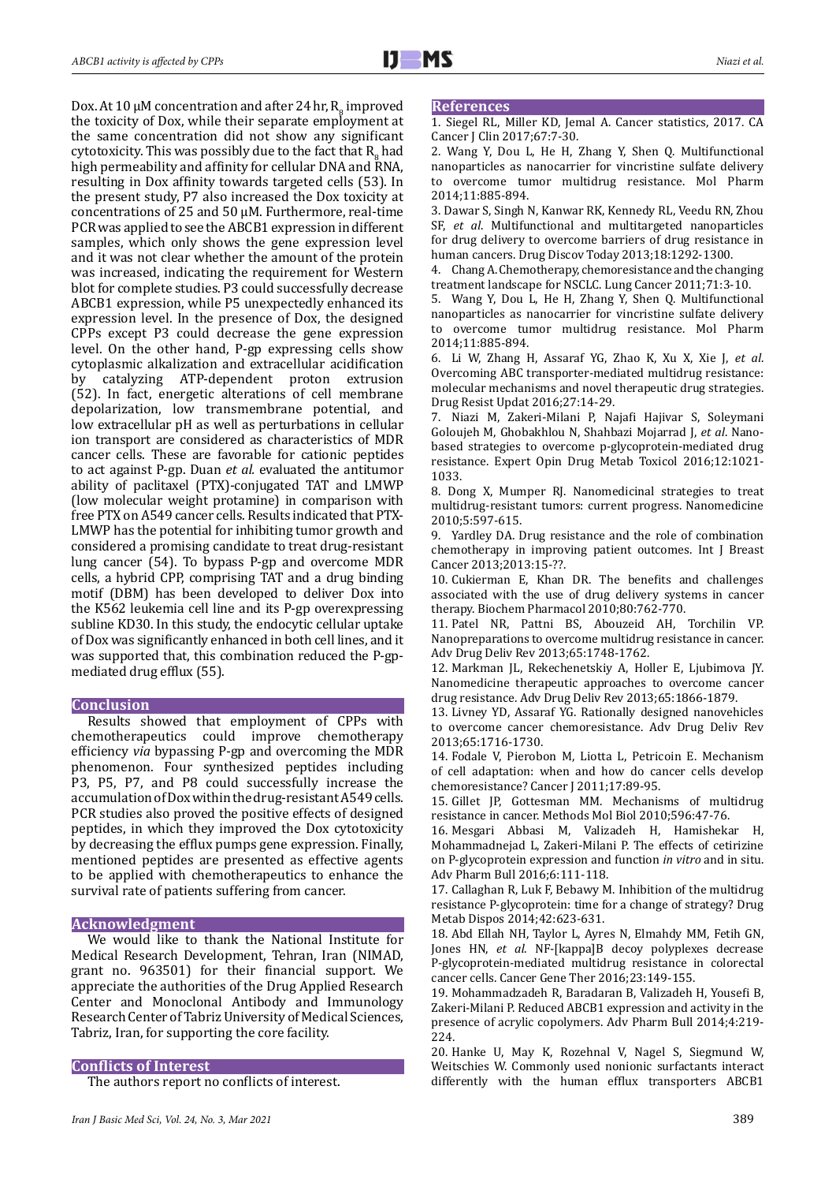Dox. At 10 μM concentration and after 24 hr, $R_8$ improved the toxicity of Dox, while their separate employment at the same concentration did not show any significant cytotoxicity. This was possibly due to the fact that $R_8$ had high permeability and affinity for cellular DNA and RNA, resulting in Dox affinity towards targeted cells (53). In the present study, P7 also increased the Dox toxicity at concentrations of 25 and 50 μM. Furthermore, real-time PCR was applied to see the ABCB1 expression in different samples, which only shows the gene expression level and it was not clear whether the amount of the protein was increased, indicating the requirement for Western blot for complete studies. P3 could successfully decrease ABCB1 expression, while P5 unexpectedly enhanced its expression level. In the presence of Dox, the designed CPPs except P3 could decrease the gene expression level. On the other hand, P-gp expressing cells show cytoplasmic alkalization and extracellular acidification by catalyzing ATP-dependent proton extrusion (52). In fact, energetic alterations of cell membrane depolarization, low transmembrane potential, and low extracellular pH as well as perturbations in cellular ion transport are considered as characteristics of MDR cancer cells. These are favorable for cationic peptides to act against P-gp. Duan *et al.* evaluated the antitumor ability of paclitaxel (PTX)-conjugated TAT and LMWP (low molecular weight protamine) in comparison with free PTX on A549 cancer cells. Results indicated that PTX-LMWP has the potential for inhibiting tumor growth and considered a promising candidate to treat drug-resistant lung cancer (54). To bypass P-gp and overcome MDR cells, a hybrid CPP, comprising TAT and a drug binding motif (DBM) has been developed to deliver Dox into the K562 leukemia cell line and its P-gp overexpressing subline KD30. In this study, the endocytic cellular uptake of Dox was significantly enhanced in both cell lines, and it was supported that, this combination reduced the P-gp-mediated drug efflux (55).

## Conclusion

Results showed that employment of CPPs with chemotherapeutics could improve chemotherapy efficiency *via* bypassing P-gp and overcoming the MDR phenomenon. Four synthesized peptides including P3, P5, P7, and P8 could successfully increase the accumulation of Dox within the drug-resistant A549 cells. PCR studies also proved the positive effects of designed peptides, in which they improved the Dox cytotoxicity by decreasing the efflux pumps gene expression. Finally, mentioned peptides are presented as effective agents to be applied with chemotherapeutics to enhance the survival rate of patients suffering from cancer.

## Acknowledgment

We would like to thank the National Institute for Medical Research Development, Tehran, Iran (NIMAD, grant no. 963501) for their financial support. We appreciate the authorities of the Drug Applied Research Center and Monoclonal Antibody and Immunology Research Center of Tabriz University of Medical Sciences, Tabriz, Iran, for supporting the core facility.

## Conflicts of Interest

The authors report no conflicts of interest.

## References

1. Siegel RL, Miller KD, Jemal A. Cancer statistics, 2017. CA Cancer J Clin 2017;67:7-30.
2. Wang Y, Dou L, He H, Zhang Y, Shen Q. Multifunctional nanoparticles as nanocarrier for vincristine sulfate delivery to overcome tumor multidrug resistance. Mol Pharm 2014;11:885-894.
3. Dawar S, Singh N, Kanwar RK, Kennedy RL, Veedu RN, Zhou SF, *et al*. Multifunctional and multitargeted nanoparticles for drug delivery to overcome barriers of drug resistance in human cancers. Drug Discov Today 2013;18:1292-1300.
4. Chang A. Chemotherapy, chemoresistance and the changing treatment landscape for NSCLC. Lung Cancer 2011;71:3-10.
5. Wang Y, Dou L, He H, Zhang Y, Shen Q. Multifunctional nanoparticles as nanocarrier for vincristine sulfate delivery to overcome tumor multidrug resistance. Mol Pharm 2014;11:885-894.
6. Li W, Zhang H, Assaraf YG, Zhao K, Xu X, Xie J, *et al*. Overcoming ABC transporter-mediated multidrug resistance: molecular mechanisms and novel therapeutic drug strategies. Drug Resist Updat 2016;27:14-29.
7. Niazi M, Zakeri-Milani P, Najafi Hajivar S, Soleymani Goloujeh M, Ghobakhlou N, Shahbazi Mojarrad J, *et al*. Nano-based strategies to overcome p-glycoprotein-mediated drug resistance. Expert Opin Drug Metab Toxicol 2016;12:1021-1033.
8. Dong X, Mumper RJ. Nanomedicinal strategies to treat multidrug-resistant tumors: current progress. Nanomedicine 2010;5:597-615.
9. Yardley DA. Drug resistance and the role of combination chemotherapy in improving patient outcomes. Int J Breast Cancer 2013;2013:15-??.
10. Cukierman E, Khan DR. The benefits and challenges associated with the use of drug delivery systems in cancer therapy. Biochem Pharmacol 2010;80:762-770.
11. Patel NR, Pattni BS, Abouzeid AH, Torchilin VP. Nanopreparations to overcome multidrug resistance in cancer. Adv Drug Deliv Rev 2013;65:1748-1762.
12. Markman JL, Rekechenetskiy A, Holler E, Ljubimova JY. Nanomedicine therapeutic approaches to overcome cancer drug resistance. Adv Drug Deliv Rev 2013;65:1866-1879.
13. Livney YD, Assaraf YG. Rationally designed nanovehicles to overcome cancer chemoresistance. Adv Drug Deliv Rev 2013;65:1716-1730.
14. Fodale V, Pierobon M, Liotta L, Petricoin E. Mechanism of cell adaptation: when and how do cancer cells develop chemoresistance? Cancer J 2011;17:89-95.
15. Gillet JP, Gottesman MM. Mechanisms of multidrug resistance in cancer. Methods Mol Biol 2010;596:47-76.
16. Mesgari Abbasi M, Valizadeh H, Hamishekar H, Mohammadnejad L, Zakeri-Milani P. The effects of cetirizine on P-glycoprotein expression and function *in vitro* and in situ. Adv Pharm Bull 2016;6:111-118.
17. Callaghan R, Luk F, Bebawy M. Inhibition of the multidrug resistance P-glycoprotein: time for a change of strategy? Drug Metab Dispos 2014;42:623-631.
18. Abd Ellah NH, Taylor L, Ayres N, Elmahdy MM, Fetih GN, Jones HN, *et al*. NF-[kappa]B decoy polyplexes decrease P-glycoprotein-mediated multidrug resistance in colorectal cancer cells. Cancer Gene Ther 2016;23:149-155.
19. Mohammadzadeh R, Baradaran B, Valizadeh H, Yousefi B, Zakeri-Milani P. Reduced ABCB1 expression and activity in the presence of acrylic copolymers. Adv Pharm Bull 2014;4:219-224.
20. Hanke U, May K, Rozehnal V, Nagel S, Siegmund W, Weitschies W. Commonly used nonionic surfactants interact differently with the human efflux transporters ABCB1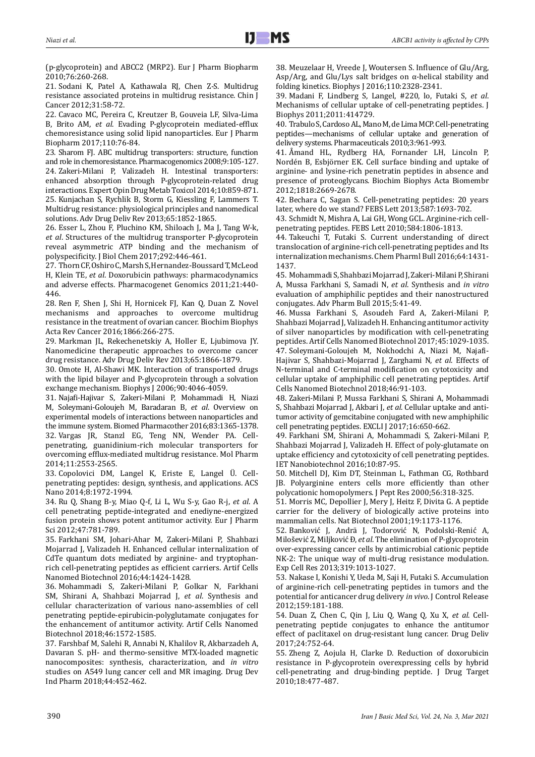(p-glycoprotein) and ABCC2 (MRP2). Eur J Pharm Biopharm 2010;76:260-268.

21. Sodani K, Patel A, Kathawala RJ, Chen Z-S. Multidrug resistance associated proteins in multidrug resistance. Chin J Cancer 2012;31:58-72.

22. Cavaco MC, Pereira C, Kreutzer B, Gouveia LF, Silva-Lima B, Brito AM, *et al*. Evading P-glycoprotein mediated-efflux chemoresistance using solid lipid nanoparticles. Eur J Pharm Biopharm 2017;110:76-84.

23. Sharom FJ. ABC multidrug transporters: structure, function and role in chemoresistance. Pharmacogenomics 2008;9:105-127.

24. Zakeri-Milani P, Valizadeh H. Intestinal transporters: enhanced absorption through P-glycoprotein-related drug interactions. Expert Opin Drug Metab Toxicol 2014;10:859-871.

25. Kunjachan S, Rychlik B, Storm G, Kiessling F, Lammers T. Multidrug resistance: physiological principles and nanomedical solutions. Adv Drug Deliv Rev 2013;65:1852-1865.

26. Esser L, Zhou F, Pluchino KM, Shiloach J, Ma J, Tang W-k, *et al*. Structures of the multidrug transporter P-glycoprotein reveal asymmetric ATP binding and the mechanism of polyspecificity. J Biol Chem 2017;292:446-461.

27. Thorn CF, Oshiro C, Marsh S, Hernandez-Boussard T, McLeod H, Klein TE, *et al*. Doxorubicin pathways: pharmacodynamics and adverse effects. Pharmacogenet Genomics 2011;21:440-446.

28. Ren F, Shen J, Shi H, Hornicek FJ, Kan Q, Duan Z. Novel mechanisms and approaches to overcome multidrug resistance in the treatment of ovarian cancer. Biochim Biophys Acta Rev Cancer 2016;1866:266-275.

29. Markman JL, Rekechenetskiy A, Holler E, Ljubimova JY. Nanomedicine therapeutic approaches to overcome cancer drug resistance. Adv Drug Deliv Rev 2013;65:1866-1879.

30. Omote H, Al-Shawi MK. Interaction of transported drugs with the lipid bilayer and P-glycoprotein through a solvation exchange mechanism. Biophys J 2006;90:4046-4059.

31. Najafi-Hajivar S, Zakeri-Milani P, Mohammadi H, Niazi M, Soleymani-Goloujeh M, Baradaran B, *et al*. Overview on experimental models of interactions between nanoparticles and the immune system. Biomed Pharmacother 2016;83:1365-1378.

32. Vargas JR, Stanzl EG, Teng NN, Wender PA. Cell-penetrating, guanidinium-rich molecular transporters for overcoming efflux-mediated multidrug resistance. Mol Pharm 2014;11:2553-2565.

33. Copolovici DM, Langel K, Eriste E, Langel Ü. Cell-penetrating peptides: design, synthesis, and applications. ACS Nano 2014;8:1972-1994.

34. Ru Q, Shang B-y, Miao Q-f, Li L, Wu S-y, Gao R-j, *et al*. A cell penetrating peptide-integrated and enediyne-energized fusion protein shows potent antitumor activity. Eur J Pharm Sci 2012;47:781-789.

35. Farkhani SM, Johari-Ahar M, Zakeri-Milani P, Shahbazi Mojarrad J, Valizadeh H. Enhanced cellular internalization of CdTe quantum dots mediated by arginine- and tryptophan-rich cell-penetrating peptides as efficient carriers. Artif Cells Nanomed Biotechnol 2016;44:1424-1428.

36. Mohammadi S, Zakeri-Milani P, Golkar N, Farkhani SM, Shirani A, Shahbazi Mojarrad J, *et al*. Synthesis and cellular characterization of various nano-assemblies of cell penetrating peptide-epirubicin-polyglutamate conjugates for the enhancement of antitumor activity. Artif Cells Nanomed Biotechnol 2018;46:1572-1585.

37. Farshbaf M, Salehi R, Annabi N, Khalilov R, Akbarzadeh A, Davaran S. pH- and thermo-sensitive MTX-loaded magnetic nanocomposites: synthesis, characterization, and *in vitro* studies on A549 lung cancer cell and MR imaging. Drug Dev Ind Pharm 2018;44:452-462.

38. Meuzelaar H, Vreede J, Woutersen S. Influence of Glu/Arg, Asp/Arg, and Glu/Lys salt bridges on α-helical stability and folding kinetics. Biophys J 2016;110:2328-2341.

39. Madani F, Lindberg S, Langel, #220, lo, Futaki S, *et al*. Mechanisms of cellular uptake of cell-penetrating peptides. J Biophys 2011;2011:414729.

40. Trabulo S, Cardoso AL, Mano M, de Lima MCP. Cell-penetrating peptides—mechanisms of cellular uptake and generation of delivery systems. Pharmaceuticals 2010;3:961-993.

41. Åmand HL, Rydberg HA, Fornander LH, Lincoln P, Nordén B, Esbjörner EK. Cell surface binding and uptake of arginine- and lysine-rich penetratin peptides in absence and presence of proteoglycans. Biochim Biophys Acta Biomembr 2012;1818:2669-2678.

42. Bechara C, Sagan S. Cell-penetrating peptides: 20 years later, where do we stand? FEBS Lett 2013;587:1693-702.

43. Schmidt N, Mishra A, Lai GH, Wong GCL. Arginine-rich cell-penetrating peptides. FEBS Lett 2010;584:1806-1813.

44. Takeuchi T, Futaki S. Current understanding of direct translocation of arginine-rich cell-penetrating peptides and Its internalization mechanisms. Chem Pharml Bull 2016;64:1431-1437.

45. Mohammadi S, Shahbazi Mojarrad J, Zakeri-Milani P, Shirani A, Mussa Farkhani S, Samadi N, *et al*. Synthesis and *in vitro* evaluation of amphiphilic peptides and their nanostructured conjugates. Adv Pharm Bull 2015;5:41-49.

46. Mussa Farkhani S, Asoudeh Fard A, Zakeri-Milani P, Shahbazi Mojarrad J, Valizadeh H. Enhancing antitumor activity of silver nanoparticles by modification with cell-penetrating peptides. Artif Cells Nanomed Biotechnol 2017;45:1029-1035.

47. Soleymani-Goloujeh M, Nokhodchi A, Niazi M, Najafi-Hajivar S, Shahbazi-Mojarrad J, Zarghami N, *et al*. Effects of N-terminal and C-terminal modification on cytotoxicity and cellular uptake of amphiphilic cell penetrating peptides. Artif Cells Nanomed Biotechnol 2018;46:91-103.

48. Zakeri-Milani P, Mussa Farkhani S, Shirani A, Mohammadi S, Shahbazi Mojarrad J, Akbari J, *et al*. Cellular uptake and anti-tumor activity of gemcitabine conjugated with new amphiphilic cell penetrating peptides. EXCLI J 2017;16:650-662.

49. Farkhani SM, Shirani A, Mohammadi S, Zakeri-Milani P, Shahbazi Mojarrad J, Valizadeh H. Effect of poly-glutamate on uptake efficiency and cytotoxicity of cell penetrating peptides. IET Nanobiotechnol 2016;10:87-95.

50. Mitchell DJ, Kim DT, Steinman L, Fathman CG, Rothbard JB. Polyarginine enters cells more efficiently than other polycationic homopolymers. J Pept Res 2000;56:318-325.

51. Morris MC, Depollier J, Mery J, Heitz F, Divita G. A peptide carrier for the delivery of biologically active proteins into mammalian cells. Nat Biotechnol 2001;19:1173-1176.

52. Banković J, Andrä J, Todorović N, Podolski-Renić A, Milošević Z, Miljković D, *et al*. The elimination of P-glycoprotein over-expressing cancer cells by antimicrobial cationic peptide NK-2: The unique way of multi-drug resistance modulation. Exp Cell Res 2013;319:1013-1027.

53. Nakase I, Konishi Y, Ueda M, Saji H, Futaki S. Accumulation of arginine-rich cell-penetrating peptides in tumors and the potential for anticancer drug delivery *in vivo*. J Control Release 2012;159:181-188.

54. Duan Z, Chen C, Qin J, Liu Q, Wang Q, Xu X, *et al*. Cell-penetrating peptide conjugates to enhance the antitumor effect of paclitaxel on drug-resistant lung cancer. Drug Deliv 2017;24:752-64.

55. Zheng Z, Aojula H, Clarke D. Reduction of doxorubicin resistance in P-glycoprotein overexpressing cells by hybrid cell-penetrating and drug-binding peptide. J Drug Target 2010;18:477-487.